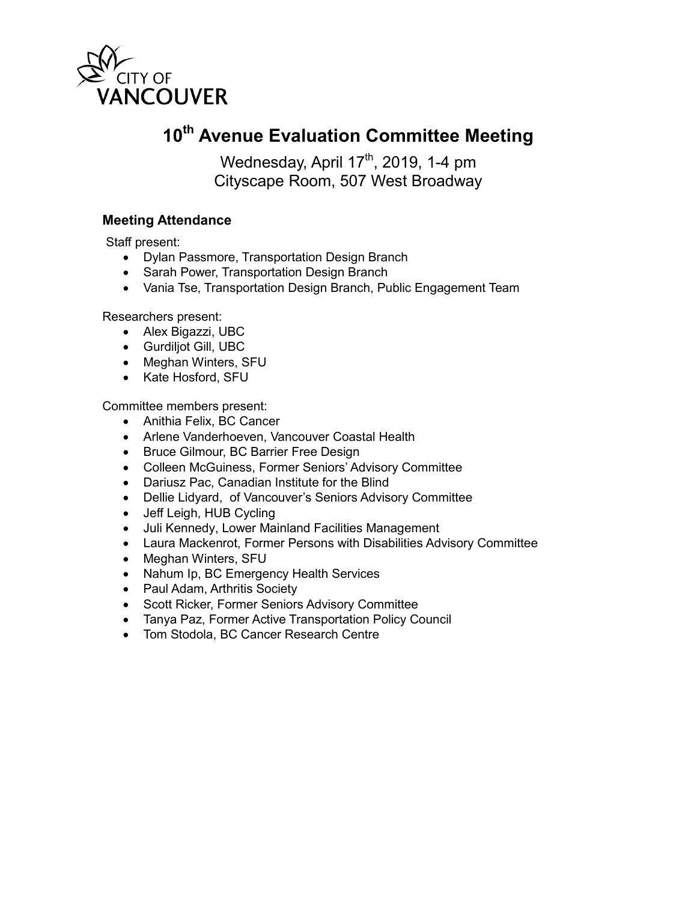CITY OF VANCOUVER

# 10th Avenue Evaluation Committee Meeting

Wednesday, April 17th, 2019, 1-4 pm
Cityscape Room, 507 West Broadway

### Meeting Attendance

Staff present:

- Dylan Passmore, Transportation Design Branch
- Sarah Power, Transportation Design Branch
- Vania Tse, Transportation Design Branch, Public Engagement Team

Researchers present:

- Alex Bigazzi, UBC
- Gurdiljot Gill, UBC
- Meghan Winters, SFU
- Kate Hosford, SFU

Committee members present:

- Anithia Felix, BC Cancer
- Arlene Vanderhoeven, Vancouver Coastal Health
- Bruce Gilmour, BC Barrier Free Design
- Colleen McGuiness, Former Seniors' Advisory Committee
- Dariusz Pac, Canadian Institute for the Blind
- Dellie Lidyard, of Vancouver's Seniors Advisory Committee
- Jeff Leigh, HUB Cycling
- Juli Kennedy, Lower Mainland Facilities Management
- Laura Mackenrot, Former Persons with Disabilities Advisory Committee
- Meghan Winters, SFU
- Nahum Ip, BC Emergency Health Services
- Paul Adam, Arthritis Society
- Scott Ricker, Former Seniors Advisory Committee
- Tanya Paz, Former Active Transportation Policy Council
- Tom Stodola, BC Cancer Research Centre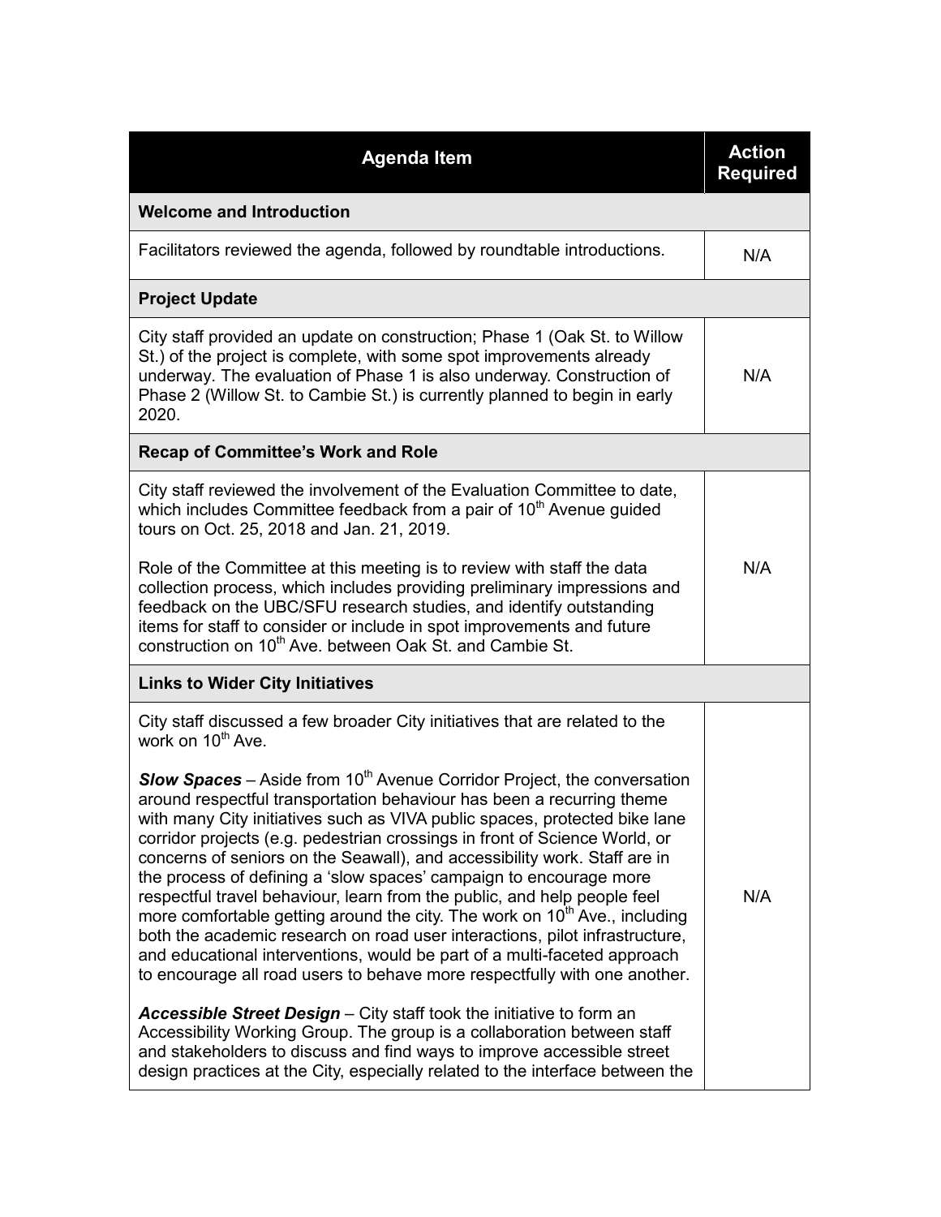| Agenda Item | Action Required |
| --- | --- |
| **Welcome and Introduction** | |
| Facilitators reviewed the agenda, followed by roundtable introductions. | N/A |
| **Project Update** | |
| City staff provided an update on construction; Phase 1 (Oak St. to Willow St.) of the project is complete, with some spot improvements already underway. The evaluation of Phase 1 is also underway. Construction of Phase 2 (Willow St. to Cambie St.) is currently planned to begin in early 2020. | N/A |
| **Recap of Committee's Work and Role** | |
| City staff reviewed the involvement of the Evaluation Committee to date, which includes Committee feedback from a pair of 10th Avenue guided tours on Oct. 25, 2018 and Jan. 21, 2019.<br><br>Role of the Committee at this meeting is to review with staff the data collection process, which includes providing preliminary impressions and feedback on the UBC/SFU research studies, and identify outstanding items for staff to consider or include in spot improvements and future construction on 10th Ave. between Oak St. and Cambie St. | N/A |
| **Links to Wider City Initiatives** | |
| City staff discussed a few broader City initiatives that are related to the work on 10th Ave.<br><br>***Slow Spaces*** – Aside from 10th Avenue Corridor Project, the conversation around respectful transportation behaviour has been a recurring theme with many City initiatives such as VIVA public spaces, protected bike lane corridor projects (e.g. pedestrian crossings in front of Science World, or concerns of seniors on the Seawall), and accessibility work. Staff are in the process of defining a 'slow spaces' campaign to encourage more respectful travel behaviour, learn from the public, and help people feel more comfortable getting around the city. The work on 10th Ave., including both the academic research on road user interactions, pilot infrastructure, and educational interventions, would be part of a multi-faceted approach to encourage all road users to behave more respectfully with one another.<br><br>***Accessible Street Design*** – City staff took the initiative to form an Accessibility Working Group. The group is a collaboration between staff and stakeholders to discuss and find ways to improve accessible street design practices at the City, especially related to the interface between the | N/A |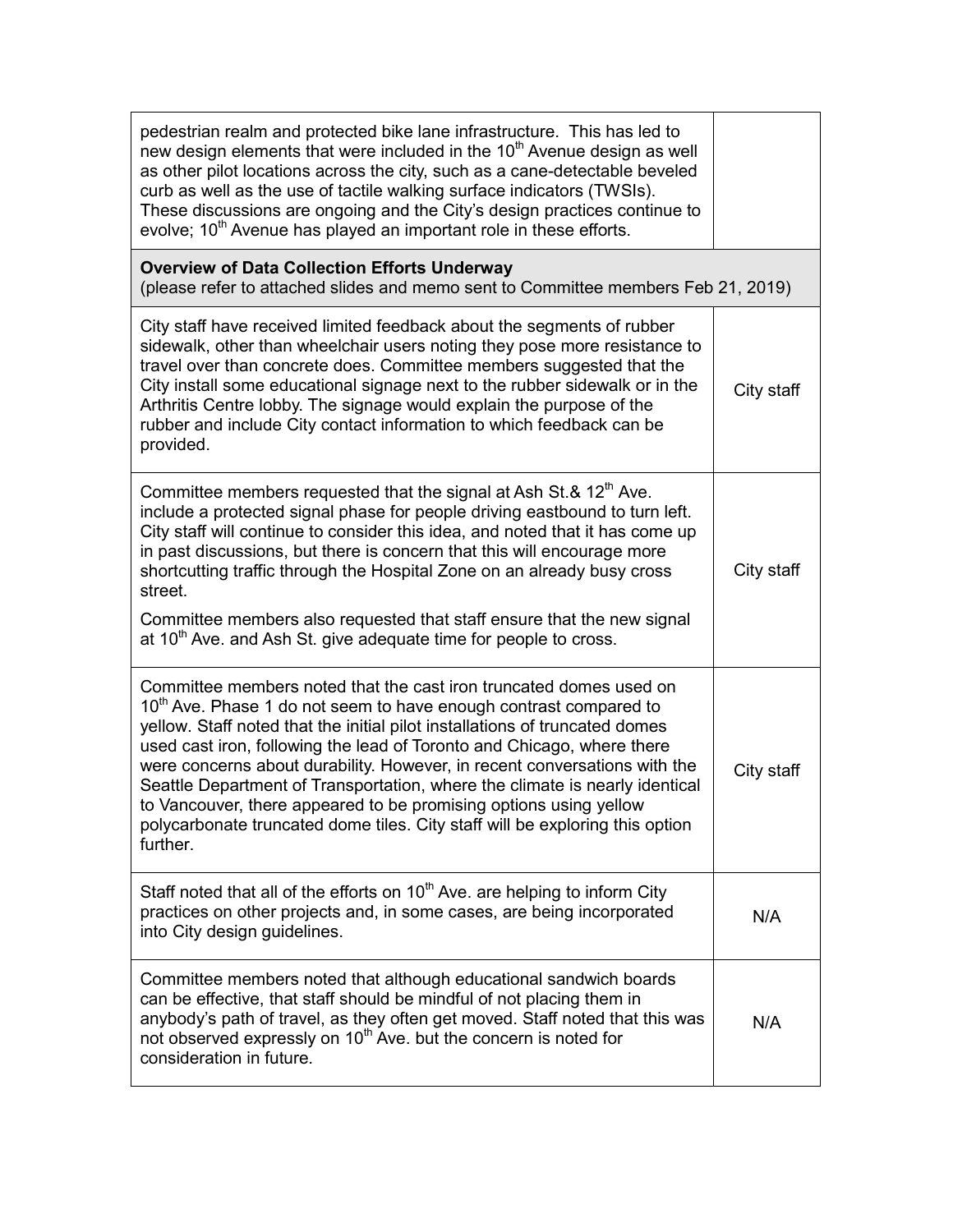| | |
|---|---|
| pedestrian realm and protected bike lane infrastructure. This has led to new design elements that were included in the 10th Avenue design as well as other pilot locations across the city, such as a cane-detectable beveled curb as well as the use of tactile walking surface indicators (TWSIs). These discussions are ongoing and the City's design practices continue to evolve; 10th Avenue has played an important role in these efforts. | |
| **Overview of Data Collection Efforts Underway** (please refer to attached slides and memo sent to Committee members Feb 21, 2019) | |
| City staff have received limited feedback about the segments of rubber sidewalk, other than wheelchair users noting they pose more resistance to travel over than concrete does. Committee members suggested that the City install some educational signage next to the rubber sidewalk or in the Arthritis Centre lobby. The signage would explain the purpose of the rubber and include City contact information to which feedback can be provided. | City staff |
| Committee members requested that the signal at Ash St.& 12th Ave. include a protected signal phase for people driving eastbound to turn left. City staff will continue to consider this idea, and noted that it has come up in past discussions, but there is concern that this will encourage more shortcutting traffic through the Hospital Zone on an already busy cross street.<br><br>Committee members also requested that staff ensure that the new signal at 10th Ave. and Ash St. give adequate time for people to cross. | City staff |
| Committee members noted that the cast iron truncated domes used on 10th Ave. Phase 1 do not seem to have enough contrast compared to yellow. Staff noted that the initial pilot installations of truncated domes used cast iron, following the lead of Toronto and Chicago, where there were concerns about durability. However, in recent conversations with the Seattle Department of Transportation, where the climate is nearly identical to Vancouver, there appeared to be promising options using yellow polycarbonate truncated dome tiles. City staff will be exploring this option further. | City staff |
| Staff noted that all of the efforts on 10th Ave. are helping to inform City practices on other projects and, in some cases, are being incorporated into City design guidelines. | N/A |
| Committee members noted that although educational sandwich boards can be effective, that staff should be mindful of not placing them in anybody's path of travel, as they often get moved. Staff noted that this was not observed expressly on 10th Ave. but the concern is noted for consideration in future. | N/A |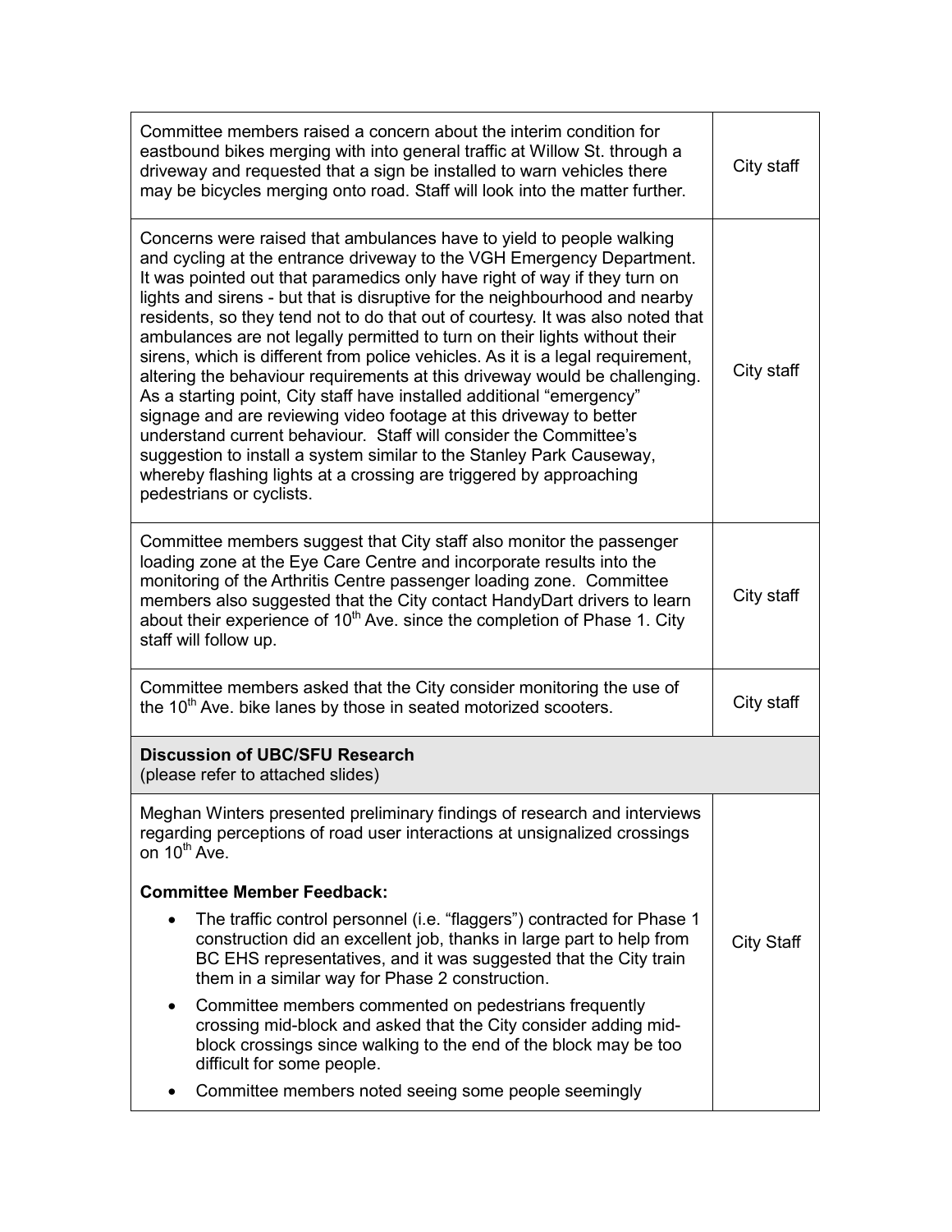| | |
|---|---|
| Committee members raised a concern about the interim condition for eastbound bikes merging with into general traffic at Willow St. through a driveway and requested that a sign be installed to warn vehicles there may be bicycles merging onto road. Staff will look into the matter further. | City staff |
| Concerns were raised that ambulances have to yield to people walking and cycling at the entrance driveway to the VGH Emergency Department. It was pointed out that paramedics only have right of way if they turn on lights and sirens - but that is disruptive for the neighbourhood and nearby residents, so they tend not to do that out of courtesy. It was also noted that ambulances are not legally permitted to turn on their lights without their sirens, which is different from police vehicles. As it is a legal requirement, altering the behaviour requirements at this driveway would be challenging. As a starting point, City staff have installed additional "emergency" signage and are reviewing video footage at this driveway to better understand current behaviour. Staff will consider the Committee's suggestion to install a system similar to the Stanley Park Causeway, whereby flashing lights at a crossing are triggered by approaching pedestrians or cyclists. | City staff |
| Committee members suggest that City staff also monitor the passenger loading zone at the Eye Care Centre and incorporate results into the monitoring of the Arthritis Centre passenger loading zone. Committee members also suggested that the City contact HandyDart drivers to learn about their experience of 10th Ave. since the completion of Phase 1. City staff will follow up. | City staff |
| Committee members asked that the City consider monitoring the use of the 10th Ave. bike lanes by those in seated motorized scooters. | City staff |
| **Discussion of UBC/SFU Research** (please refer to attached slides) | |
| Meghan Winters presented preliminary findings of research and interviews regarding perceptions of road user interactions at unsignalized crossings on 10th Ave.<br><br>**Committee Member Feedback:**<br><br>• The traffic control personnel (i.e. "flaggers") contracted for Phase 1 construction did an excellent job, thanks in large part to help from BC EHS representatives, and it was suggested that the City train them in a similar way for Phase 2 construction.<br>• Committee members commented on pedestrians frequently crossing mid-block and asked that the City consider adding mid-block crossings since walking to the end of the block may be too difficult for some people.<br>• Committee members noted seeing some people seemingly | City Staff |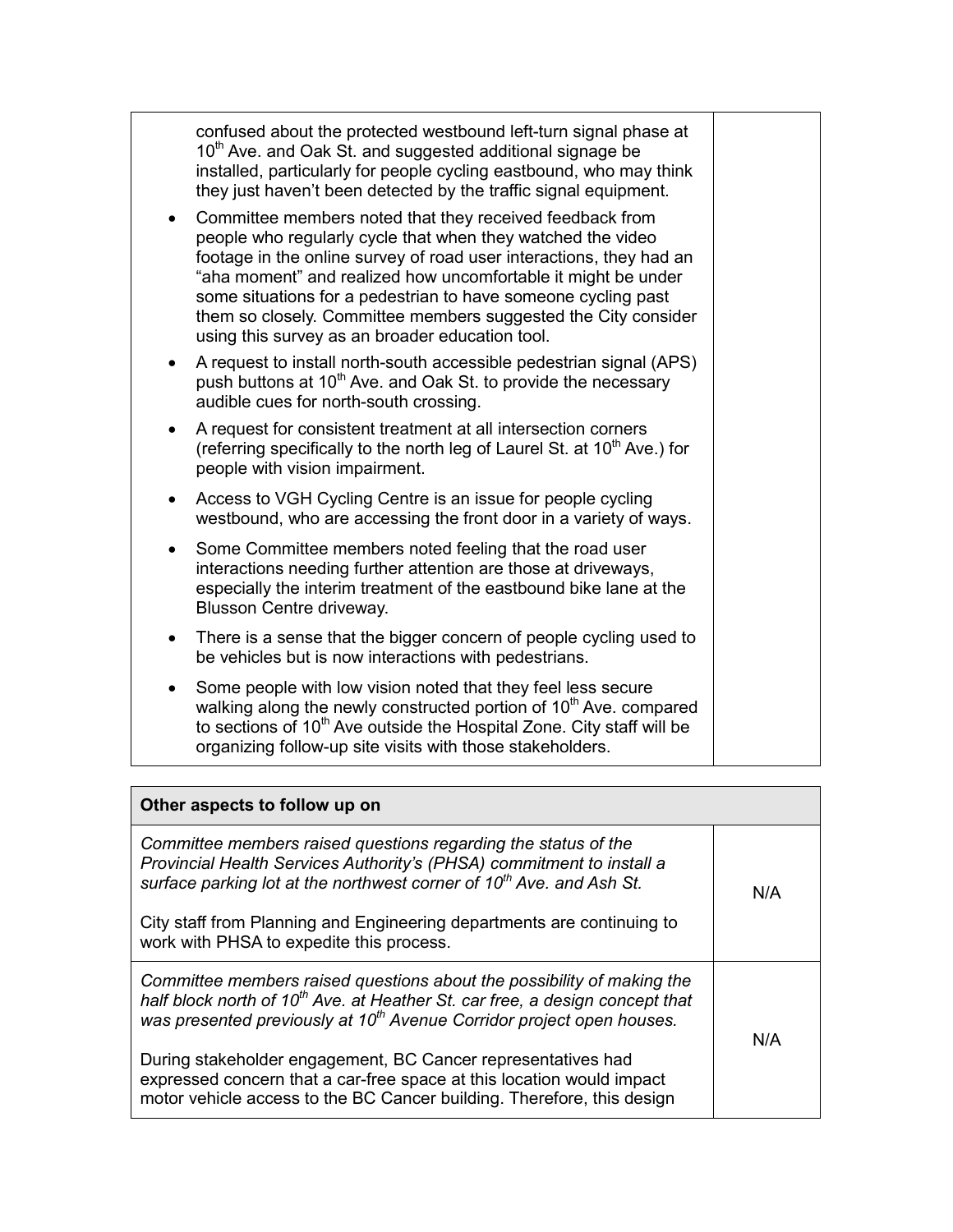| | |
|---|---|
| confused about the protected westbound left-turn signal phase at 10th Ave. and Oak St. and suggested additional signage be installed, particularly for people cycling eastbound, who may think they just haven't been detected by the traffic signal equipment.<br>• Committee members noted that they received feedback from people who regularly cycle that when they watched the video footage in the online survey of road user interactions, they had an "aha moment" and realized how uncomfortable it might be under some situations for a pedestrian to have someone cycling past them so closely. Committee members suggested the City consider using this survey as an broader education tool.<br>• A request to install north-south accessible pedestrian signal (APS) push buttons at 10th Ave. and Oak St. to provide the necessary audible cues for north-south crossing.<br>• A request for consistent treatment at all intersection corners (referring specifically to the north leg of Laurel St. at 10th Ave.) for people with vision impairment.<br>• Access to VGH Cycling Centre is an issue for people cycling westbound, who are accessing the front door in a variety of ways.<br>• Some Committee members noted feeling that the road user interactions needing further attention are those at driveways, especially the interim treatment of the eastbound bike lane at the Blusson Centre driveway.<br>• There is a sense that the bigger concern of people cycling used to be vehicles but is now interactions with pedestrians.<br>• Some people with low vision noted that they feel less secure walking along the newly constructed portion of 10th Ave. compared to sections of 10th Ave outside the Hospital Zone. City staff will be organizing follow-up site visits with those stakeholders. | |

| **Other aspects to follow up on** | |
|---|---|
| *Committee members raised questions regarding the status of the Provincial Health Services Authority's (PHSA) commitment to install a surface parking lot at the northwest corner of 10th Ave. and Ash St.*<br><br>City staff from Planning and Engineering departments are continuing to work with PHSA to expedite this process. | N/A |
| *Committee members raised questions about the possibility of making the half block north of 10th Ave. at Heather St. car free, a design concept that was presented previously at 10th Avenue Corridor project open houses.*<br><br>During stakeholder engagement, BC Cancer representatives had expressed concern that a car-free space at this location would impact motor vehicle access to the BC Cancer building. Therefore, this design | N/A |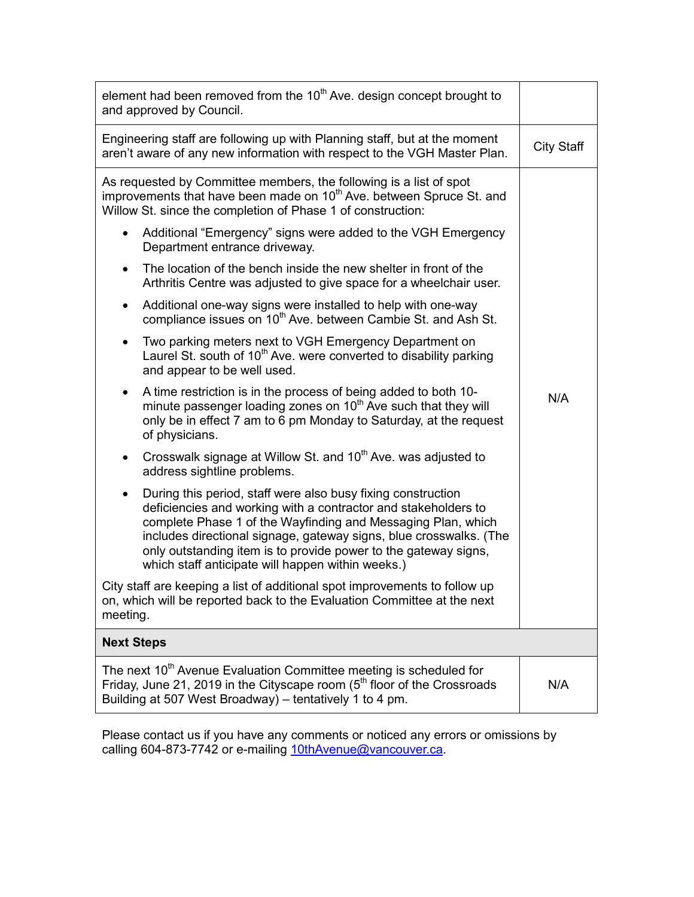| | |
|---|---|
| element had been removed from the 10th Ave. design concept brought to and approved by Council. | |
| Engineering staff are following up with Planning staff, but at the moment aren't aware of any new information with respect to the VGH Master Plan. | City Staff |
| As requested by Committee members, the following is a list of spot improvements that have been made on 10th Ave. between Spruce St. and Willow St. since the completion of Phase 1 of construction:<br>• Additional "Emergency" signs were added to the VGH Emergency Department entrance driveway.<br>• The location of the bench inside the new shelter in front of the Arthritis Centre was adjusted to give space for a wheelchair user.<br>• Additional one-way signs were installed to help with one-way compliance issues on 10th Ave. between Cambie St. and Ash St.<br>• Two parking meters next to VGH Emergency Department on Laurel St. south of 10th Ave. were converted to disability parking and appear to be well used.<br>• A time restriction is in the process of being added to both 10-minute passenger loading zones on 10th Ave such that they will only be in effect 7 am to 6 pm Monday to Saturday, at the request of physicians.<br>• Crosswalk signage at Willow St. and 10th Ave. was adjusted to address sightline problems.<br>• During this period, staff were also busy fixing construction deficiencies and working with a contractor and stakeholders to complete Phase 1 of the Wayfinding and Messaging Plan, which includes directional signage, gateway signs, blue crosswalks. (The only outstanding item is to provide power to the gateway signs, which staff anticipate will happen within weeks.)<br>City staff are keeping a list of additional spot improvements to follow up on, which will be reported back to the Evaluation Committee at the next meeting. | N/A |
| **Next Steps** | |
| The next 10th Avenue Evaluation Committee meeting is scheduled for Friday, June 21, 2019 in the Cityscape room (5th floor of the Crossroads Building at 507 West Broadway) – tentatively 1 to 4 pm. | N/A |

Please contact us if you have any comments or noticed any errors or omissions by calling 604-873-7742 or e-mailing 10thAvenue@vancouver.ca.